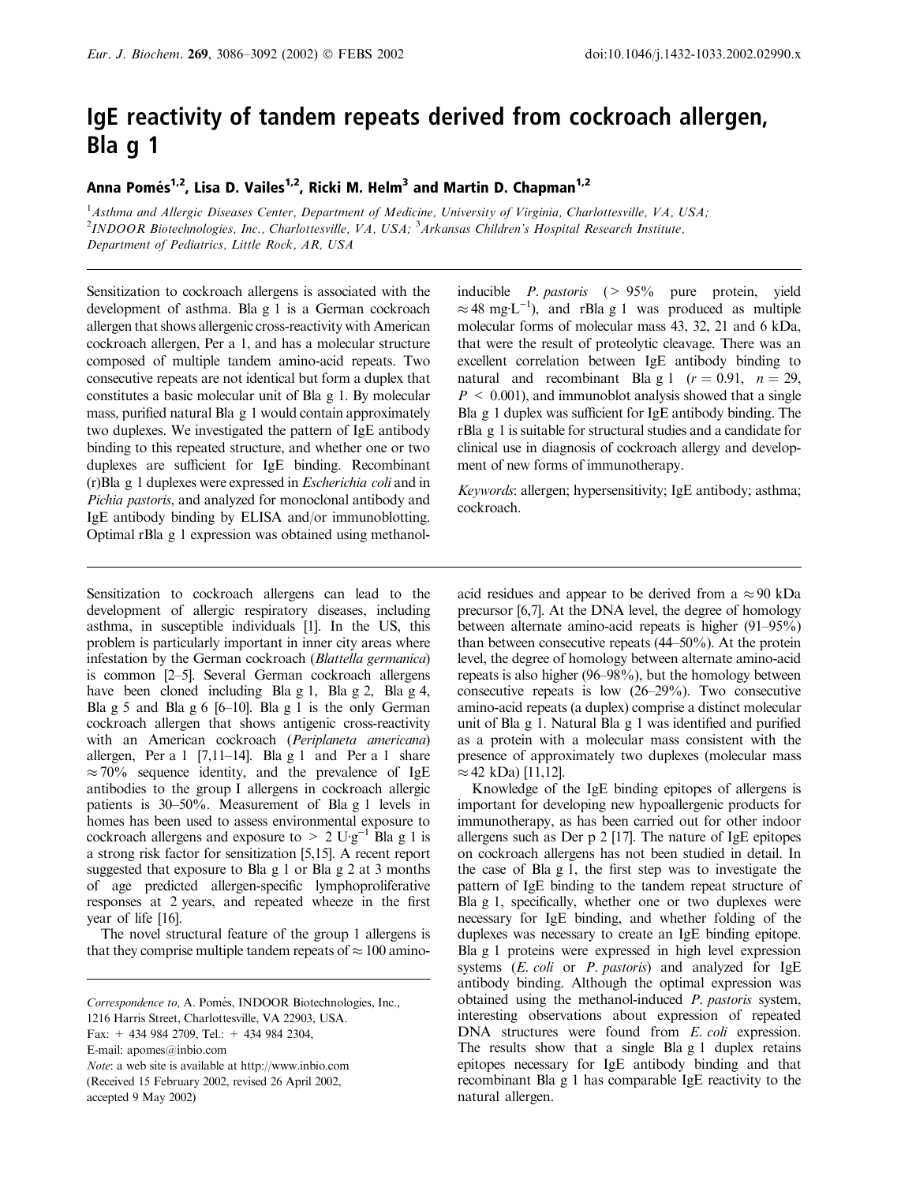# IgE reactivity of tandem repeats derived from cockroach allergen, Bla g 1

**Anna Pomés[1,2], Lisa D. Vailes[1,2], Ricki M. Helm[3] and Martin D. Chapman[1,2]**

[1] *Asthma and Allergic Diseases Center, Department of Medicine, University of Virginia, Charlottesville, VA, USA;*
[2] *INDOOR Biotechnologies, Inc., Charlottesville, VA, USA;* [3] *Arkansas Children's Hospital Research Institute, Department of Pediatrics, Little Rock, AR, USA*

Sensitization to cockroach allergens is associated with the development of asthma. Bla g 1 is a German cockroach allergen that shows allergenic cross-reactivity with American cockroach allergen, Per a 1, and has a molecular structure composed of multiple tandem amino-acid repeats. Two consecutive repeats are not identical but form a duplex that constitutes a basic molecular unit of Bla g 1. By molecular mass, purified natural Bla g 1 would contain approximately two duplexes. We investigated the pattern of IgE antibody binding to this repeated structure, and whether one or two duplexes are sufficient for IgE binding. Recombinant (r)Bla g 1 duplexes were expressed in *Escherichia coli* and in *Pichia pastoris*, and analyzed for monoclonal antibody and IgE antibody binding by ELISA and/or immunoblotting. Optimal rBla g 1 expression was obtained using methanol-inducible *P. pastoris* (> 95% pure protein, yield $\approx 48\ \text{mg}\cdot\text{L}^{-1}$), and rBla g 1 was produced as multiple molecular forms of molecular mass 43, 32, 21 and 6 kDa, that were the result of proteolytic cleavage. There was an excellent correlation between IgE antibody binding to natural and recombinant Bla g 1 ($r = 0.91$, $n = 29$, $P < 0.001$), and immunoblot analysis showed that a single Bla g 1 duplex was sufficient for IgE antibody binding. The rBla g 1 is suitable for structural studies and a candidate for clinical use in diagnosis of cockroach allergy and development of new forms of immunotherapy.

*Keywords*: allergen; hypersensitivity; IgE antibody; asthma; cockroach.

Sensitization to cockroach allergens can lead to the development of allergic respiratory diseases, including asthma, in susceptible individuals [1]. In the US, this problem is particularly important in inner city areas where infestation by the German cockroach (*Blattella germanica*) is common [2–5]. Several German cockroach allergens have been cloned including Bla g 1, Bla g 2, Bla g 4, Bla g 5 and Bla g 6 [6–10]. Bla g 1 is the only German cockroach allergen that shows antigenic cross-reactivity with an American cockroach (*Periplaneta americana*) allergen, Per a 1 [7,11–14]. Bla g 1 and Per a 1 share $\approx 70\%$ sequence identity, and the prevalence of IgE antibodies to the group I allergens in cockroach allergic patients is 30–50%. Measurement of Bla g 1 levels in homes has been used to assess environmental exposure to cockroach allergens and exposure to $> 2\ \text{U}\cdot\text{g}^{-1}$ Bla g 1 is a strong risk factor for sensitization [5,15]. A recent report suggested that exposure to Bla g 1 or Bla g 2 at 3 months of age predicted allergen-specific lymphoproliferative responses at 2 years, and repeated wheeze in the first year of life [16].

The novel structural feature of the group 1 allergens is that they comprise multiple tandem repeats of $\approx 100$ amino-acid residues and appear to be derived from a $\approx 90$ kDa precursor [6,7]. At the DNA level, the degree of homology between alternate amino-acid repeats is higher (91–95%) than between consecutive repeats (44–50%). At the protein level, the degree of homology between alternate amino-acid repeats is also higher (96–98%), but the homology between consecutive repeats is low (26–29%). Two consecutive amino-acid repeats (a duplex) comprise a distinct molecular unit of Bla g 1. Natural Bla g 1 was identified and purified as a protein with a molecular mass consistent with the presence of approximately two duplexes (molecular mass $\approx 42$ kDa) [11,12].

Knowledge of the IgE binding epitopes of allergens is important for developing new hypoallergenic products for immunotherapy, as has been carried out for other indoor allergens such as Der p 2 [17]. The nature of IgE epitopes on cockroach allergens has not been studied in detail. In the case of Bla g 1, the first step was to investigate the pattern of IgE binding to the tandem repeat structure of Bla g 1, specifically, whether one or two duplexes were necessary for IgE binding, and whether folding of the duplexes was necessary to create an IgE binding epitope. Bla g 1 proteins were expressed in high level expression systems (*E. coli* or *P. pastoris*) and analyzed for IgE antibody binding. Although the optimal expression was obtained using the methanol-induced *P. pastoris* system, interesting observations about expression of repeated DNA structures were found from *E. coli* expression. The results show that a single Bla g 1 duplex retains epitopes necessary for IgE antibody binding and that recombinant Bla g 1 has comparable IgE reactivity to the natural allergen.

*Correspondence to*, A. Pomés, INDOOR Biotechnologies, Inc., 1216 Harris Street, Charlottesville, VA 22903, USA.
Fax: + 434 984 2709, Tel.: + 434 984 2304,
E-mail: apomes@inbio.com
*Note*: a web site is available at http://www.inbio.com
(Received 15 February 2002, revised 26 April 2002, accepted 9 May 2002)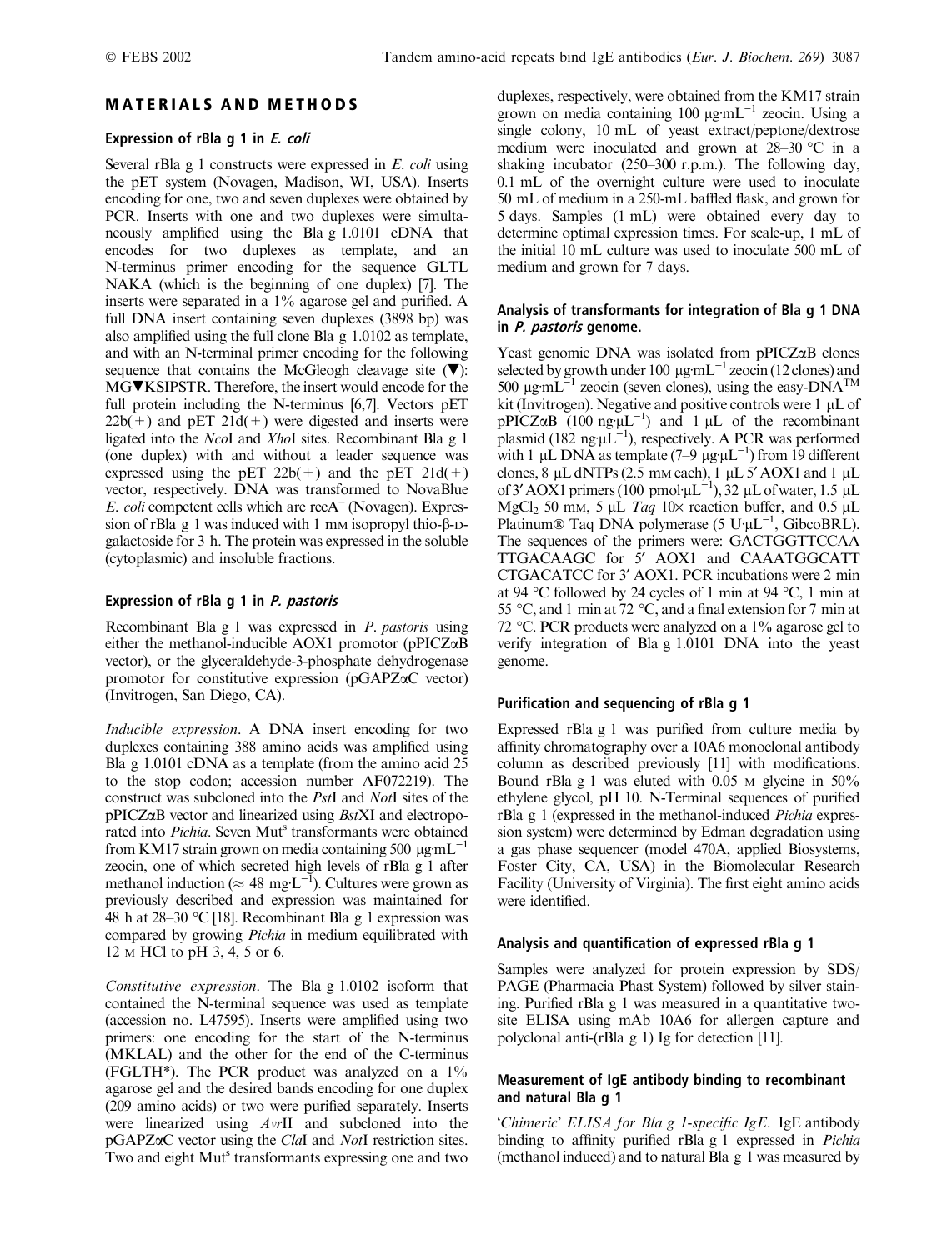## MATERIALS AND METHODS

### Expression of rBla g 1 in *E. coli*

Several rBla g 1 constructs were expressed in *E. coli* using the pET system (Novagen, Madison, WI, USA). Inserts encoding for one, two and seven duplexes were obtained by PCR. Inserts with one and two duplexes were simultaneously amplified using the Bla g 1.0101 cDNA that encodes for two duplexes as template, and an N-terminus primer encoding for the sequence GLTL NAKA (which is the beginning of one duplex) [7]. The inserts were separated in a 1% agarose gel and purified. A full DNA insert containing seven duplexes (3898 bp) was also amplified using the full clone Bla g 1.0102 as template, and with an N-terminal primer encoding for the following sequence that contains the McGleogh cleavage site (▼): MG▼KSIPSTR. Therefore, the insert would encode for the full protein including the N-terminus [6,7]. Vectors pET 22b(+) and pET 21d(+) were digested and inserts were ligated into the *Nco*I and *Xho*I sites. Recombinant Bla g 1 (one duplex) with and without a leader sequence was expressed using the pET 22b(+) and the pET 21d(+) vector, respectively. DNA was transformed to NovaBlue *E. coli* competent cells which are recA$^-$ (Novagen). Expression of rBla g 1 was induced with 1 mM isopropyl thio-β-D-galactoside for 3 h. The protein was expressed in the soluble (cytoplasmic) and insoluble fractions.

### Expression of rBla g 1 in *P. pastoris*

Recombinant Bla g 1 was expressed in *P. pastoris* using either the methanol-inducible AOX1 promotor (pPICZαB vector), or the glyceraldehyde-3-phosphate dehydrogenase promotor for constitutive expression (pGAPZαC vector) (Invitrogen, San Diego, CA).

*Inducible expression*. A DNA insert encoding for two duplexes containing 388 amino acids was amplified using Bla g 1.0101 cDNA as a template (from the amino acid 25 to the stop codon; accession number AF072219). The construct was subcloned into the *Pst*I and *Not*I sites of the pPICZαB vector and linearized using *Bst*XI and electroporated into *Pichia*. Seven Mut$^s$ transformants were obtained from KM17 strain grown on media containing 500 μg·mL$^{-1}$ zeocin, one of which secreted high levels of rBla g 1 after methanol induction (≈ 48 mg·L$^{-1}$). Cultures were grown as previously described and expression was maintained for 48 h at 28–30 °C [18]. Recombinant Bla g 1 expression was compared by growing *Pichia* in medium equilibrated with 12 M HCl to pH 3, 4, 5 or 6.

*Constitutive expression*. The Bla g 1.0102 isoform that contained the N-terminal sequence was used as template (accession no. L47595). Inserts were amplified using two primers: one encoding for the start of the N-terminus (MKLAL) and the other for the end of the C-terminus (FGLTH*). The PCR product was analyzed on a 1% agarose gel and the desired bands encoding for one duplex (209 amino acids) or two were purified separately. Inserts were linearized using *Avr*II and subcloned into the pGAPZαC vector using the *Cla*I and *Not*I restriction sites. Two and eight Mut$^s$ transformants expressing one and two duplexes, respectively, were obtained from the KM17 strain grown on media containing 100 μg·mL$^{-1}$ zeocin. Using a single colony, 10 mL of yeast extract/peptone/dextrose medium were inoculated and grown at 28–30 °C in a shaking incubator (250–300 r.p.m.). The following day, 0.1 mL of the overnight culture were used to inoculate 50 mL of medium in a 250-mL baffled flask, and grown for 5 days. Samples (1 mL) were obtained every day to determine optimal expression times. For scale-up, 1 mL of the initial 10 mL culture was used to inoculate 500 mL of medium and grown for 7 days.

### Analysis of transformants for integration of Bla g 1 DNA in *P. pastoris* genome.

Yeast genomic DNA was isolated from pPICZαB clones selected by growth under 100 μg·mL$^{-1}$ zeocin (12 clones) and 500 μg·mL$^{-1}$ zeocin (seven clones), using the easy-DNA™ kit (Invitrogen). Negative and positive controls were 1 μL of pPICZαB (100 ng·μL$^{-1}$) and 1 μL of the recombinant plasmid (182 ng·μL$^{-1}$), respectively. A PCR was performed with 1 μL DNA as template (7–9 μg·μL$^{-1}$) from 19 different clones, 8 μL dNTPs (2.5 mM each), 1 μL 5′ AOX1 and 1 μL of 3′ AOX1 primers (100 pmol·μL$^{-1}$), 32 μL of water, 1.5 μL $MgCl_2$ 50 mM, 5 μL *Taq* 10× reaction buffer, and 0.5 μL Platinum® Taq DNA polymerase (5 U·μL$^{-1}$, GibcoBRL). The sequences of the primers were: GACTGGTTCCAA TTGACAAGC for 5′ AOX1 and CAAATGGCATT CTGACATCC for 3′ AOX1. PCR incubations were 2 min at 94 °C followed by 24 cycles of 1 min at 94 °C, 1 min at 55 °C, and 1 min at 72 °C, and a final extension for 7 min at 72 °C. PCR products were analyzed on a 1% agarose gel to verify integration of Bla g 1.0101 DNA into the yeast genome.

### Purification and sequencing of rBla g 1

Expressed rBla g 1 was purified from culture media by affinity chromatography over a 10A6 monoclonal antibody column as described previously [11] with modifications. Bound rBla g 1 was eluted with 0.05 M glycine in 50% ethylene glycol, pH 10. N-Terminal sequences of purified rBla g 1 (expressed in the methanol-induced *Pichia* expression system) were determined by Edman degradation using a gas phase sequencer (model 470A, applied Biosystems, Foster City, CA, USA) in the Biomolecular Research Facility (University of Virginia). The first eight amino acids were identified.

### Analysis and quantification of expressed rBla g 1

Samples were analyzed for protein expression by SDS/PAGE (Pharmacia Phast System) followed by silver staining. Purified rBla g 1 was measured in a quantitative two-site ELISA using mAb 10A6 for allergen capture and polyclonal anti-(rBla g 1) Ig for detection [11].

### Measurement of IgE antibody binding to recombinant and natural Bla g 1

'*Chimeric*' *ELISA for Bla g 1-specific IgE*. IgE antibody binding to affinity purified rBla g 1 expressed in *Pichia* (methanol induced) and to natural Bla g 1 was measured by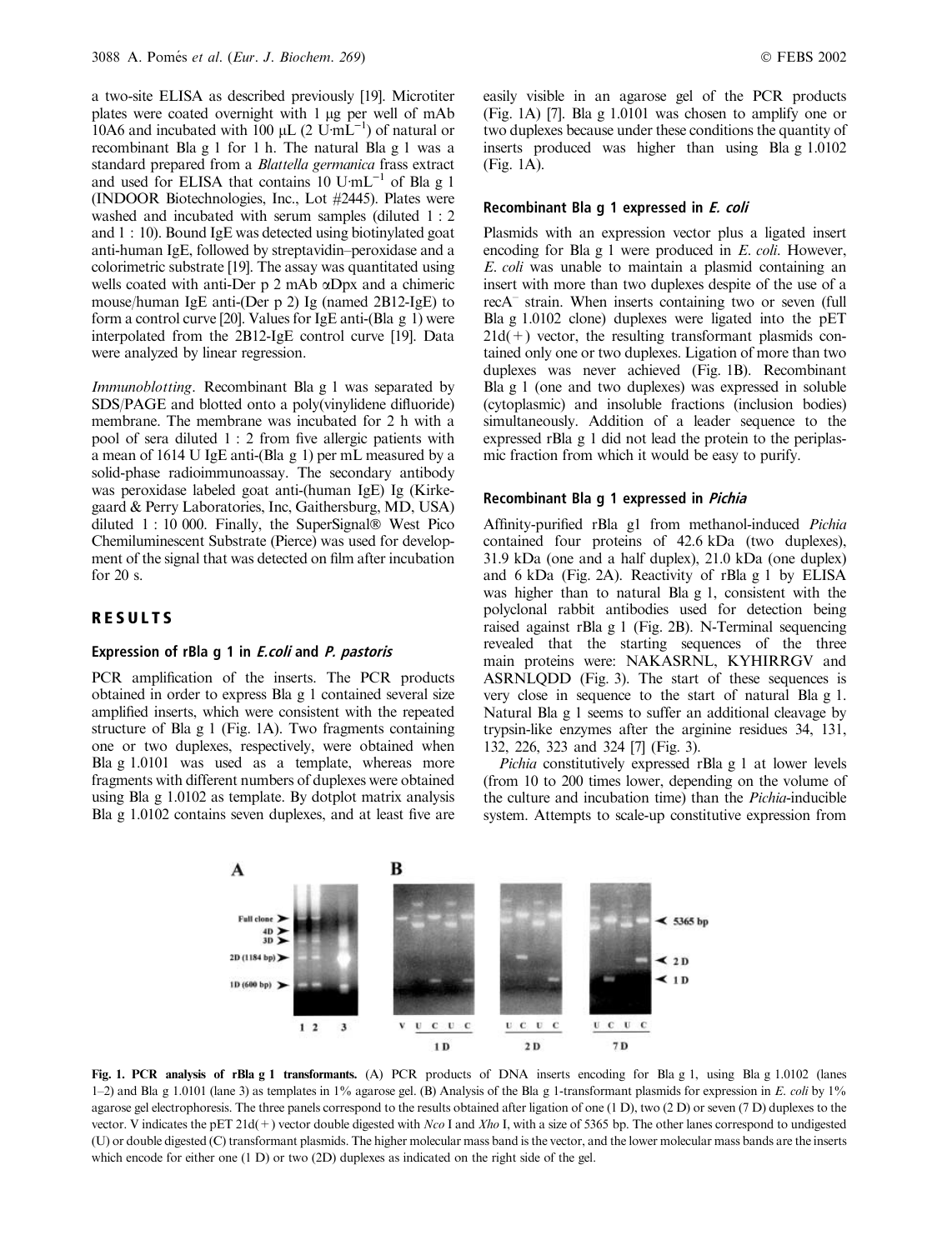a two-site ELISA as described previously [19]. Microtiter plates were coated overnight with 1 μg per well of mAb 10A6 and incubated with 100 μL (2 U·mL$^{-1}$) of natural or recombinant Bla g 1 for 1 h. The natural Bla g 1 was a standard prepared from a *Blattella germanica* frass extract and used for ELISA that contains 10 U·mL$^{-1}$ of Bla g 1 (INDOOR Biotechnologies, Inc., Lot #2445). Plates were washed and incubated with serum samples (diluted 1 : 2 and 1 : 10). Bound IgE was detected using biotinylated goat anti-human IgE, followed by streptavidin–peroxidase and a colorimetric substrate [19]. The assay was quantitated using wells coated with anti-Der p 2 mAb αDpx and a chimeric mouse/human IgE anti-(Der p 2) Ig (named 2B12-IgE) to form a control curve [20]. Values for IgE anti-(Bla g 1) were interpolated from the 2B12-IgE control curve [19]. Data were analyzed by linear regression.

*Immunoblotting*. Recombinant Bla g 1 was separated by SDS/PAGE and blotted onto a poly(vinylidene difluoride) membrane. The membrane was incubated for 2 h with a pool of sera diluted 1 : 2 from five allergic patients with a mean of 1614 U IgE anti-(Bla g 1) per mL measured by a solid-phase radioimmunoassay. The secondary antibody was peroxidase labeled goat anti-(human IgE) Ig (Kirkegaard & Perry Laboratories, Inc, Gaithersburg, MD, USA) diluted 1 : 10 000. Finally, the SuperSignal® West Pico Chemiluminescent Substrate (Pierce) was used for development of the signal that was detected on film after incubation for 20 s.

## RESULTS

### Expression of rBla g 1 in *E.coli* and *P. pastoris*

PCR amplification of the inserts. The PCR products obtained in order to express Bla g 1 contained several size amplified inserts, which were consistent with the repeated structure of Bla g 1 (Fig. 1A). Two fragments containing one or two duplexes, respectively, were obtained when Bla g 1.0101 was used as a template, whereas more fragments with different numbers of duplexes were obtained using Bla g 1.0102 as template. By dotplot matrix analysis Bla g 1.0102 contains seven duplexes, and at least five are easily visible in an agarose gel of the PCR products (Fig. 1A) [7]. Bla g 1.0101 was chosen to amplify one or two duplexes because under these conditions the quantity of inserts produced was higher than using Bla g 1.0102 (Fig. 1A).

### Recombinant Bla g 1 expressed in *E. coli*

Plasmids with an expression vector plus a ligated insert encoding for Bla g 1 were produced in *E. coli*. However, *E. coli* was unable to maintain a plasmid containing an insert with more than two duplexes despite of the use of a recA$^{-}$ strain. When inserts containing two or seven (full Bla g 1.0102 clone) duplexes were ligated into the pET 21d(+) vector, the resulting transformant plasmids contained only one or two duplexes. Ligation of more than two duplexes was never achieved (Fig. 1B). Recombinant Bla g 1 (one and two duplexes) was expressed in soluble (cytoplasmic) and insoluble fractions (inclusion bodies) simultaneously. Addition of a leader sequence to the expressed rBla g 1 did not lead the protein to the periplasmic fraction from which it would be easy to purify.

### Recombinant Bla g 1 expressed in *Pichia*

Affinity-purified rBla g1 from methanol-induced *Pichia* contained four proteins of 42.6 kDa (two duplexes), 31.9 kDa (one and a half duplex), 21.0 kDa (one duplex) and 6 kDa (Fig. 2A). Reactivity of rBla g 1 by ELISA was higher than to natural Bla g 1, consistent with the polyclonal rabbit antibodies used for detection being raised against rBla g 1 (Fig. 2B). N-Terminal sequencing revealed that the starting sequences of the three main proteins were: NAKASRNL, KYHIRRGV and ASRNLQDD (Fig. 3). The start of these sequences is very close in sequence to the start of natural Bla g 1. Natural Bla g 1 seems to suffer an additional cleavage by trypsin-like enzymes after the arginine residues 34, 131, 132, 226, 323 and 324 [7] (Fig. 3).

*Pichia* constitutively expressed rBla g 1 at lower levels (from 10 to 200 times lower, depending on the volume of the culture and incubation time) than the *Pichia*-inducible system. Attempts to scale-up constitutive expression from

**Fig. 1. PCR analysis of rBla g 1 transformants.** (A) PCR products of DNA inserts encoding for Bla g 1, using Bla g 1.0102 (lanes 1–2) and Bla g 1.0101 (lane 3) as templates in 1% agarose gel. (B) Analysis of the Bla g 1-transformant plasmids for expression in *E. coli* by 1% agarose gel electrophoresis. The three panels correspond to the results obtained after ligation of one (1 D), two (2 D) or seven (7 D) duplexes to the vector. V indicates the pET 21d(+) vector double digested with *Nco* I and *Xho* I, with a size of 5365 bp. The other lanes correspond to undigested (U) or double digested (C) transformant plasmids. The higher molecular mass band is the vector, and the lower molecular mass bands are the inserts which encode for either one (1 D) or two (2D) duplexes as indicated on the right side of the gel.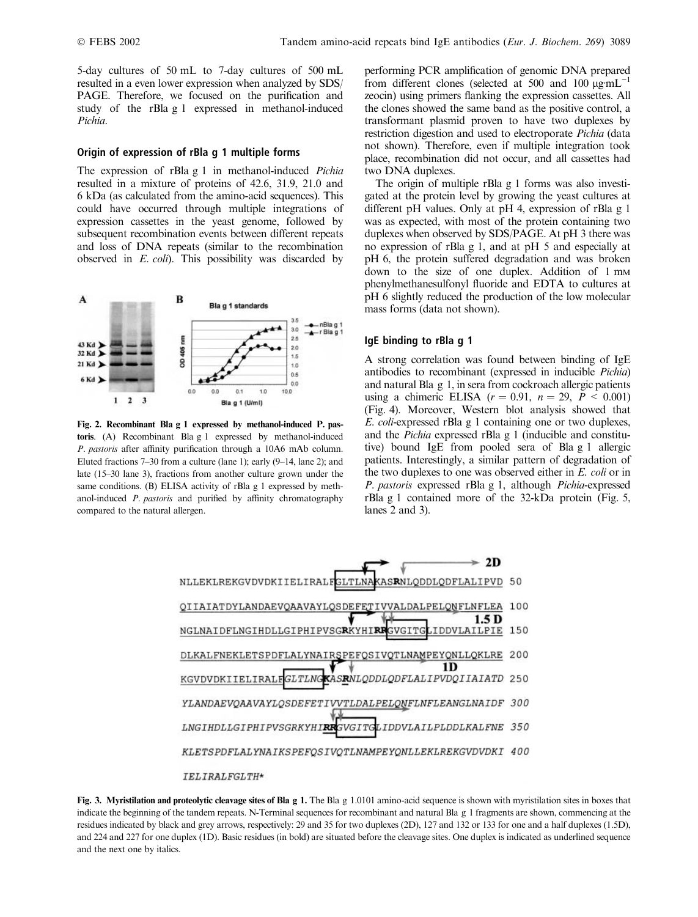5-day cultures of 50 mL to 7-day cultures of 500 mL resulted in a even lower expression when analyzed by SDS/PAGE. Therefore, we focused on the purification and study of the rBla g 1 expressed in methanol-induced *Pichia*.

### Origin of expression of rBla g 1 multiple forms

The expression of rBla g 1 in methanol-induced *Pichia* resulted in a mixture of proteins of 42.6, 31.9, 21.0 and 6 kDa (as calculated from the amino-acid sequences). This could have occurred through multiple integrations of expression cassettes in the yeast genome, followed by subsequent recombination events between different repeats and loss of DNA repeats (similar to the recombination observed in *E. coli*). This possibility was discarded by performing PCR amplification of genomic DNA prepared from different clones (selected at 500 and 100 $\mu g \cdot mL^{-1}$ zeocin) using primers flanking the expression cassettes. All the clones showed the same band as the positive control, a transformant plasmid proven to have two duplexes by restriction digestion and used to electroporate *Pichia* (data not shown). Therefore, even if multiple integration took place, recombination did not occur, and all cassettes had two DNA duplexes.

The origin of multiple rBla g 1 forms was also investigated at the protein level by growing the yeast cultures at different pH values. Only at pH 4, expression of rBla g 1 was as expected, with most of the protein containing two duplexes when observed by SDS/PAGE. At pH 3 there was no expression of rBla g 1, and at pH 5 and especially at pH 6, the protein suffered degradation and was broken down to the size of one duplex. Addition of 1 mM phenylmethanesulfonyl fluoride and EDTA to cultures at pH 6 slightly reduced the production of the low molecular mass forms (data not shown).

**Fig. 2. Recombinant Bla g 1 expressed by methanol-induced P. pastoris**. (A) Recombinant Bla g 1 expressed by methanol-induced *P. pastoris* after affinity purification through a 10A6 mAb column. Eluted fractions 7–30 from a culture (lane 1); early (9–14, lane 2); and late (15–30 lane 3), fractions from another culture grown under the same conditions. (B) ELISA activity of rBla g 1 expressed by methanol-induced *P. pastoris* and purified by affinity chromatography compared to the natural allergen.

### IgE binding to rBla g 1

A strong correlation was found between binding of IgE antibodies to recombinant (expressed in inducible *Pichia*) and natural Bla g 1, in sera from cockroach allergic patients using a chimeric ELISA ($r = 0.91$, $n = 29$, $P < 0.001$) (Fig. 4). Moreover, Western blot analysis showed that *E. coli*-expressed rBla g 1 containing one or two duplexes, and the *Pichia* expressed rBla g 1 (inducible and constitutive) bound IgE from pooled sera of Bla g 1 allergic patients. Interestingly, a similar pattern of degradation of the two duplexes to one was observed either in *E. coli* or in *P. pastoris* expressed rBla g 1, although *Pichia*-expressed rBla g 1 contained more of the 32-kDa protein (Fig. 5, lanes 2 and 3).

```
NLLEKLREKGVDVDKIIELIRALFGLTLNAKASRNLQDDLQDFLALIPVD  50
QIIAIATDYLANDAEVQAAVAYLQSDEFETIVVALDALPELQNFLNFLEA  100
NGLNAIDFLNGIHDLLGIPHIPVSGRKYHIRRGVGITGLIDDVLAILPIE  150
DLKALFNEKLETSPDFLALYNAIRSPEFQSIVQTLNAMPEYQNLLQKLRE  200
KGVDVDKIIELIRALFGLTLNGKASRNLQDDLQDFLALIPVDQIIAIATD  250
YLANDAEVQAAVAYLQSDEFETIVVTLDALPELQNFLNFLEANGLNAIDF  300
LNGIHDLLGIPHIPVSGRKYHIRRGVGITGLIDDVLAILPLDDLKALFNE  350
KLETSPDFLALYNAIKSPEFQSIVQTLNAMPEYQNLLEKLREKGVDVDKI  400
IELIRALFGLTH*
```

**Fig. 3. Myristilation and proteolytic cleavage sites of Bla g 1.** The Bla g 1.0101 amino-acid sequence is shown with myristilation sites in boxes that indicate the beginning of the tandem repeats. N-Terminal sequences for recombinant and natural Bla g 1 fragments are shown, commencing at the residues indicated by black and grey arrows, respectively: 29 and 35 for two duplexes (2D), 127 and 132 or 133 for one and a half duplexes (1.5D), and 224 and 227 for one duplex (1D). Basic residues (in bold) are situated before the cleavage sites. One duplex is indicated as underlined sequence and the next one by italics.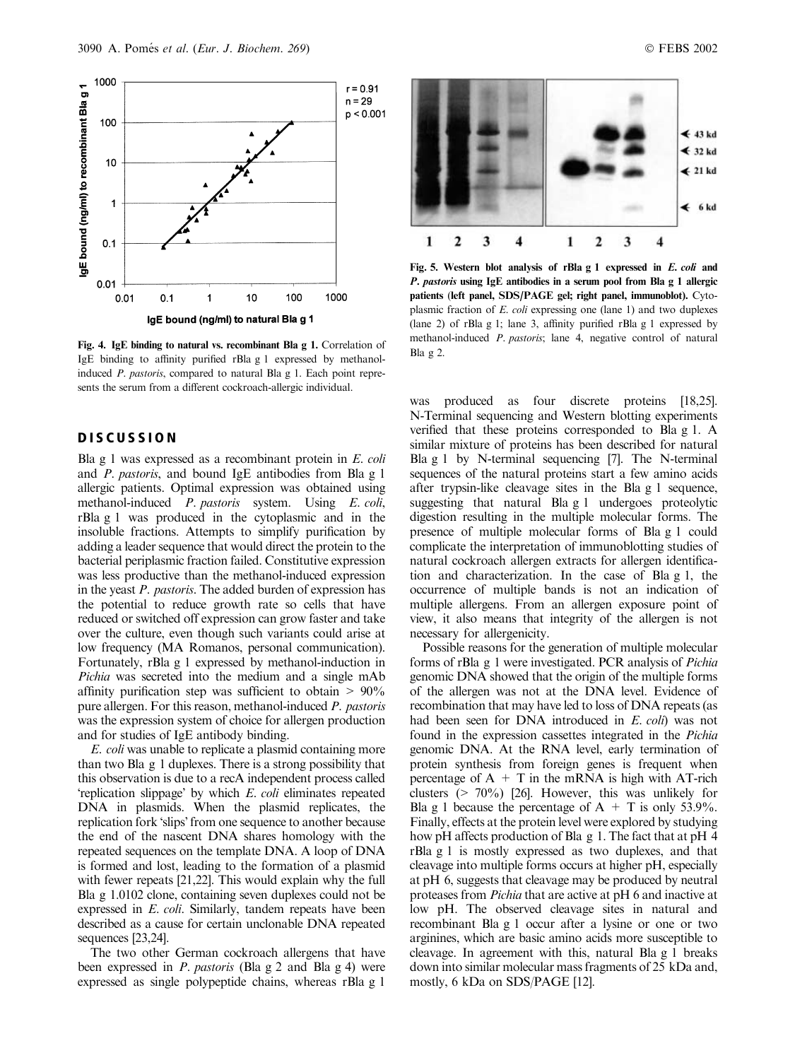Fig. 4. IgE binding to natural vs. recombinant Bla g 1. Correlation of IgE binding to affinity purified rBla g 1 expressed by methanol-induced *P. pastoris*, compared to natural Bla g 1. Each point represents the serum from a different cockroach-allergic individual.

Fig. 5. Western blot analysis of rBla g 1 expressed in *E. coli* and *P. pastoris* using IgE antibodies in a serum pool from Bla g 1 allergic patients (left panel, SDS/PAGE gel; right panel, immunoblot). Cytoplasmic fraction of *E. coli* expressing one (lane 1) and two duplexes (lane 2) of rBla g 1; lane 3, affinity purified rBla g 1 expressed by methanol-induced *P. pastoris*; lane 4, negative control of natural Bla g 2.

## DISCUSSION

Bla g 1 was expressed as a recombinant protein in *E. coli* and *P. pastoris*, and bound IgE antibodies from Bla g 1 allergic patients. Optimal expression was obtained using methanol-induced *P. pastoris* system. Using *E. coli*, rBla g 1 was produced in the cytoplasmic and in the insoluble fractions. Attempts to simplify purification by adding a leader sequence that would direct the protein to the bacterial periplasmic fraction failed. Constitutive expression was less productive than the methanol-induced expression in the yeast *P. pastoris*. The added burden of expression has the potential to reduce growth rate so cells that have reduced or switched off expression can grow faster and take over the culture, even though such variants could arise at low frequency (MA Romanos, personal communication). Fortunately, rBla g 1 expressed by methanol-induction in *Pichia* was secreted into the medium and a single mAb affinity purification step was sufficient to obtain > 90% pure allergen. For this reason, methanol-induced *P. pastoris* was the expression system of choice for allergen production and for studies of IgE antibody binding.

*E. coli* was unable to replicate a plasmid containing more than two Bla g 1 duplexes. There is a strong possibility that this observation is due to a recA independent process called 'replication slippage' by which *E. coli* eliminates repeated DNA in plasmids. When the plasmid replicates, the replication fork 'slips' from one sequence to another because the end of the nascent DNA shares homology with the repeated sequences on the template DNA. A loop of DNA is formed and lost, leading to the formation of a plasmid with fewer repeats [21,22]. This would explain why the full Bla g 1.0102 clone, containing seven duplexes could not be expressed in *E. coli*. Similarly, tandem repeats have been described as a cause for certain unclonable DNA repeated sequences [23,24].

The two other German cockroach allergens that have been expressed in *P. pastoris* (Bla g 2 and Bla g 4) were expressed as single polypeptide chains, whereas rBla g 1 was produced as four discrete proteins [18,25]. N-Terminal sequencing and Western blotting experiments verified that these proteins corresponded to Bla g 1. A similar mixture of proteins has been described for natural Bla g 1 by N-terminal sequencing [7]. The N-terminal sequences of the natural proteins start a few amino acids after trypsin-like cleavage sites in the Bla g 1 sequence, suggesting that natural Bla g 1 undergoes proteolytic digestion resulting in the multiple molecular forms. The presence of multiple molecular forms of Bla g 1 could complicate the interpretation of immunoblotting studies of natural cockroach allergen extracts for allergen identification and characterization. In the case of Bla g 1, the occurrence of multiple bands is not an indication of multiple allergens. From an allergen exposure point of view, it also means that integrity of the allergen is not necessary for allergenicity.

Possible reasons for the generation of multiple molecular forms of rBla g 1 were investigated. PCR analysis of *Pichia* genomic DNA showed that the origin of the multiple forms of the allergen was not at the DNA level. Evidence of recombination that may have led to loss of DNA repeats (as had been seen for DNA introduced in *E. coli*) was not found in the expression cassettes integrated in the *Pichia* genomic DNA. At the RNA level, early termination of protein synthesis from foreign genes is frequent when percentage of A + T in the mRNA is high with AT-rich clusters (> 70%) [26]. However, this was unlikely for Bla g 1 because the percentage of A + T is only 53.9%. Finally, effects at the protein level were explored by studying how pH affects production of Bla g 1. The fact that at pH 4 rBla g 1 is mostly expressed as two duplexes, and that cleavage into multiple forms occurs at higher pH, especially at pH 6, suggests that cleavage may be produced by neutral proteases from *Pichia* that are active at pH 6 and inactive at low pH. The observed cleavage sites in natural and recombinant Bla g 1 occur after a lysine or one or two arginines, which are basic amino acids more susceptible to cleavage. In agreement with this, natural Bla g 1 breaks down into similar molecular mass fragments of 25 kDa and, mostly, 6 kDa on SDS/PAGE [12].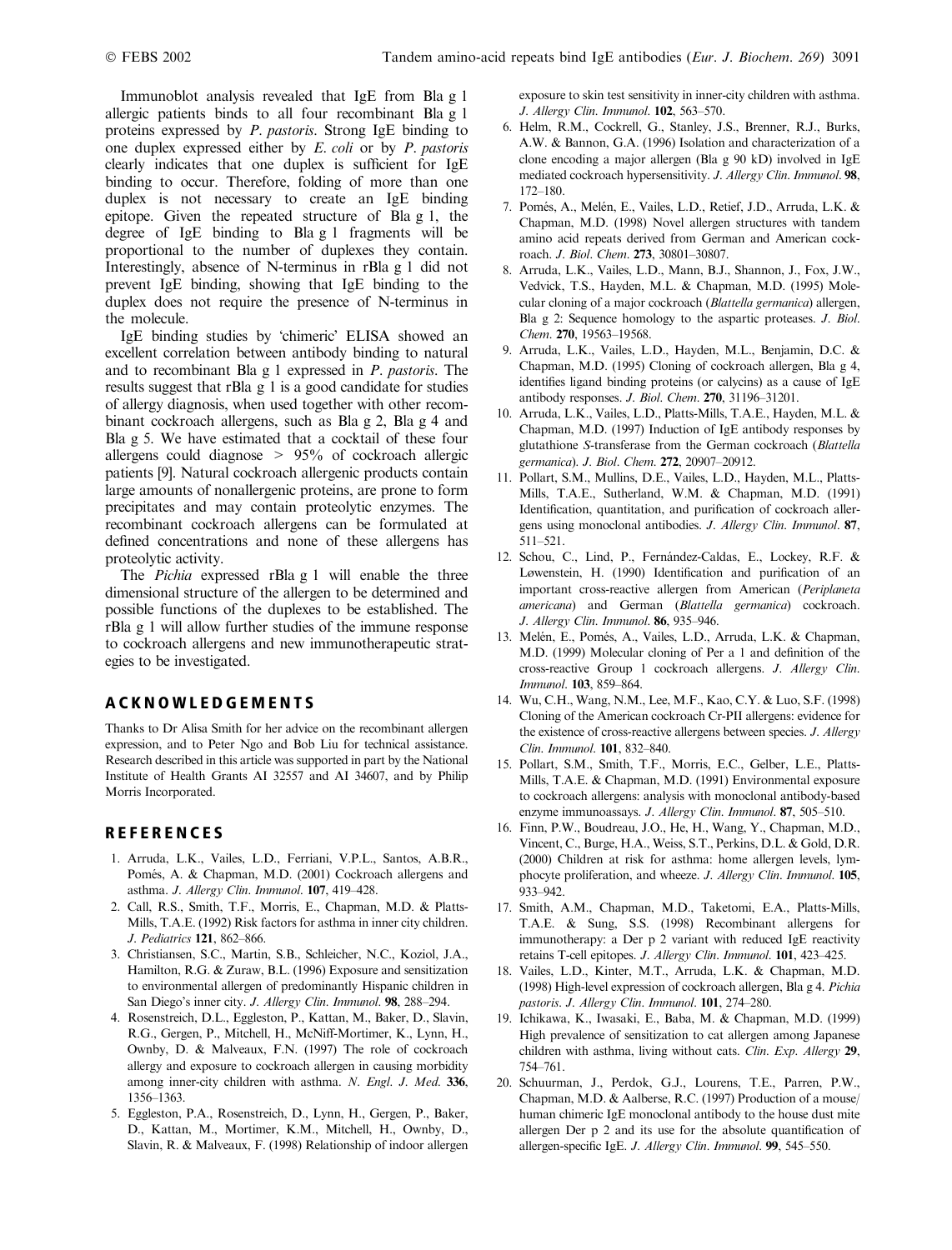Immunoblot analysis revealed that IgE from Bla g 1 allergic patients binds to all four recombinant Bla g 1 proteins expressed by *P. pastoris*. Strong IgE binding to one duplex expressed either by *E. coli* or by *P. pastoris* clearly indicates that one duplex is sufficient for IgE binding to occur. Therefore, folding of more than one duplex is not necessary to create an IgE binding epitope. Given the repeated structure of Bla g 1, the degree of IgE binding to Bla g 1 fragments will be proportional to the number of duplexes they contain. Interestingly, absence of N-terminus in rBla g 1 did not prevent IgE binding, showing that IgE binding to the duplex does not require the presence of N-terminus in the molecule.

IgE binding studies by 'chimeric' ELISA showed an excellent correlation between antibody binding to natural and to recombinant Bla g 1 expressed in *P. pastoris*. The results suggest that rBla g 1 is a good candidate for studies of allergy diagnosis, when used together with other recombinant cockroach allergens, such as Bla g 2, Bla g 4 and Bla g 5. We have estimated that a cocktail of these four allergens could diagnose > 95% of cockroach allergic patients [9]. Natural cockroach allergenic products contain large amounts of nonallergenic proteins, are prone to form precipitates and may contain proteolytic enzymes. The recombinant cockroach allergens can be formulated at defined concentrations and none of these allergens has proteolytic activity.

The *Pichia* expressed rBla g 1 will enable the three dimensional structure of the allergen to be determined and possible functions of the duplexes to be established. The rBla g 1 will allow further studies of the immune response to cockroach allergens and new immunotherapeutic strategies to be investigated.

## ACKNOWLEDGEMENTS

Thanks to Dr Alisa Smith for her advice on the recombinant allergen expression, and to Peter Ngo and Bob Liu for technical assistance. Research described in this article was supported in part by the National Institute of Health Grants AI 32557 and AI 34607, and by Philip Morris Incorporated.

## REFERENCES

1. Arruda, L.K., Vailes, L.D., Ferriani, V.P.L., Santos, A.B.R., Pomés, A. & Chapman, M.D. (2001) Cockroach allergens and asthma. *J. Allergy Clin. Immunol.* **107**, 419–428.
2. Call, R.S., Smith, T.F., Morris, E., Chapman, M.D. & Platts-Mills, T.A.E. (1992) Risk factors for asthma in inner city children. *J. Pediatrics* **121**, 862–866.
3. Christiansen, S.C., Martin, S.B., Schleicher, N.C., Koziol, J.A., Hamilton, R.G. & Zuraw, B.L. (1996) Exposure and sensitization to environmental allergen of predominantly Hispanic children in San Diego's inner city. *J. Allergy Clin. Immunol.* **98**, 288–294.
4. Rosenstreich, D.L., Eggleston, P., Kattan, M., Baker, D., Slavin, R.G., Gergen, P., Mitchell, H., McNiff-Mortimer, K., Lynn, H., Ownby, D. & Malveaux, F.N. (1997) The role of cockroach allergy and exposure to cockroach allergen in causing morbidity among inner-city children with asthma. *N. Engl. J. Med.* **336**, 1356–1363.
5. Eggleston, P.A., Rosenstreich, D., Lynn, H., Gergen, P., Baker, D., Kattan, M., Mortimer, K.M., Mitchell, H., Ownby, D., Slavin, R. & Malveaux, F. (1998) Relationship of indoor allergen exposure to skin test sensitivity in inner-city children with asthma. *J. Allergy Clin. Immunol.* **102**, 563–570.
6. Helm, R.M., Cockrell, G., Stanley, J.S., Brenner, R.J., Burks, A.W. & Bannon, G.A. (1996) Isolation and characterization of a clone encoding a major allergen (Bla g 90 kD) involved in IgE mediated cockroach hypersensitivity. *J. Allergy Clin. Immunol.* **98**, 172–180.
7. Pomés, A., Melén, E., Vailes, L.D., Retief, J.D., Arruda, L.K. & Chapman, M.D. (1998) Novel allergen structures with tandem amino acid repeats derived from German and American cockroach. *J. Biol. Chem.* **273**, 30801–30807.
8. Arruda, L.K., Vailes, L.D., Mann, B.J., Shannon, J., Fox, J.W., Vedvick, T.S., Hayden, M.L. & Chapman, M.D. (1995) Molecular cloning of a major cockroach (*Blattella germanica*) allergen, Bla g 2: Sequence homology to the aspartic proteases. *J. Biol. Chem.* **270**, 19563–19568.
9. Arruda, L.K., Vailes, L.D., Hayden, M.L., Benjamin, D.C. & Chapman, M.D. (1995) Cloning of cockroach allergen, Bla g 4, identifies ligand binding proteins (or calycins) as a cause of IgE antibody responses. *J. Biol. Chem.* **270**, 31196–31201.
10. Arruda, L.K., Vailes, L.D., Platts-Mills, T.A.E., Hayden, M.L. & Chapman, M.D. (1997) Induction of IgE antibody responses by glutathione *S*-transferase from the German cockroach (*Blattella germanica*). *J. Biol. Chem.* **272**, 20907–20912.
11. Pollart, S.M., Mullins, D.E., Vailes, L.D., Hayden, M.L., Platts-Mills, T.A.E., Sutherland, W.M. & Chapman, M.D. (1991) Identification, quantitation, and purification of cockroach allergens using monoclonal antibodies. *J. Allergy Clin. Immunol.* **87**, 511–521.
12. Schou, C., Lind, P., Fernández-Caldas, E., Lockey, R.F. & Løwenstein, H. (1990) Identification and purification of an important cross-reactive allergen from American (*Periplaneta americana*) and German (*Blattella germanica*) cockroach. *J. Allergy Clin. Immunol.* **86**, 935–946.
13. Melén, E., Pomés, A., Vailes, L.D., Arruda, L.K. & Chapman, M.D. (1999) Molecular cloning of Per a 1 and definition of the cross-reactive Group 1 cockroach allergens. *J. Allergy Clin. Immunol.* **103**, 859–864.
14. Wu, C.H., Wang, N.M., Lee, M.F., Kao, C.Y. & Luo, S.F. (1998) Cloning of the American cockroach Cr-PII allergens: evidence for the existence of cross-reactive allergens between species. *J. Allergy Clin. Immunol.* **101**, 832–840.
15. Pollart, S.M., Smith, T.F., Morris, E.C., Gelber, L.E., Platts-Mills, T.A.E. & Chapman, M.D. (1991) Environmental exposure to cockroach allergens: analysis with monoclonal antibody-based enzyme immunoassays. *J. Allergy Clin. Immunol.* **87**, 505–510.
16. Finn, P.W., Boudreau, J.O., He, H., Wang, Y., Chapman, M.D., Vincent, C., Burge, H.A., Weiss, S.T., Perkins, D.L. & Gold, D.R. (2000) Children at risk for asthma: home allergen levels, lymphocyte proliferation, and wheeze. *J. Allergy Clin. Immunol.* **105**, 933–942.
17. Smith, A.M., Chapman, M.D., Taketomi, E.A., Platts-Mills, T.A.E. & Sung, S.S. (1998) Recombinant allergens for immunotherapy: a Der p 2 variant with reduced IgE reactivity retains T-cell epitopes. *J. Allergy Clin. Immunol.* **101**, 423–425.
18. Vailes, L.D., Kinter, M.T., Arruda, L.K. & Chapman, M.D. (1998) High-level expression of cockroach allergen, Bla g 4. *Pichia pastoris*. *J. Allergy Clin. Immunol.* **101**, 274–280.
19. Ichikawa, K., Iwasaki, E., Baba, M. & Chapman, M.D. (1999) High prevalence of sensitization to cat allergen among Japanese children with asthma, living without cats. *Clin. Exp. Allergy* **29**, 754–761.
20. Schuurman, J., Perdok, G.J., Lourens, T.E., Parren, P.W., Chapman, M.D. & Aalberse, R.C. (1997) Production of a mouse/human chimeric IgE monoclonal antibody to the house dust mite allergen Der p 2 and its use for the absolute quantification of allergen-specific IgE. *J. Allergy Clin. Immunol.* **99**, 545–550.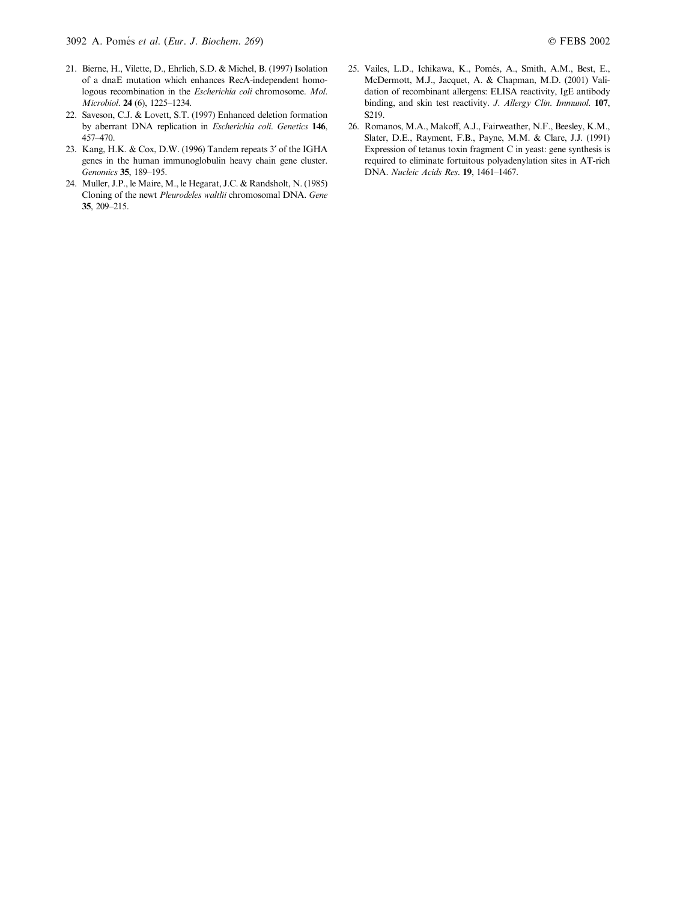21. Bierne, H., Vilette, D., Ehrlich, S.D. & Michel, B. (1997) Isolation of a dnaE mutation which enhances RecA-independent homologous recombination in the *Escherichia coli* chromosome. *Mol. Microbiol.* **24** (6), 1225–1234.
22. Saveson, C.J. & Lovett, S.T. (1997) Enhanced deletion formation by aberrant DNA replication in *Escherichia coli*. *Genetics* **146**, 457–470.
23. Kang, H.K. & Cox, D.W. (1996) Tandem repeats 3′ of the IGHA genes in the human immunoglobulin heavy chain gene cluster. *Genomics* **35**, 189–195.
24. Muller, J.P., le Maire, M., le Hegarat, J.C. & Randsholt, N. (1985) Cloning of the newt *Pleurodeles waltlii* chromosomal DNA. *Gene* **35**, 209–215.
25. Vailes, L.D., Ichikawa, K., Pomés, A., Smith, A.M., Best, E., McDermott, M.J., Jacquet, A. & Chapman, M.D. (2001) Validation of recombinant allergens: ELISA reactivity, IgE antibody binding, and skin test reactivity. *J. Allergy Clin. Immunol.* **107**, S219.
26. Romanos, M.A., Makoff, A.J., Fairweather, N.F., Beesley, K.M., Slater, D.E., Rayment, F.B., Payne, M.M. & Clare, J.J. (1991) Expression of tetanus toxin fragment C in yeast: gene synthesis is required to eliminate fortuitous polyadenylation sites in AT-rich DNA. *Nucleic Acids Res.* **19**, 1461–1467.